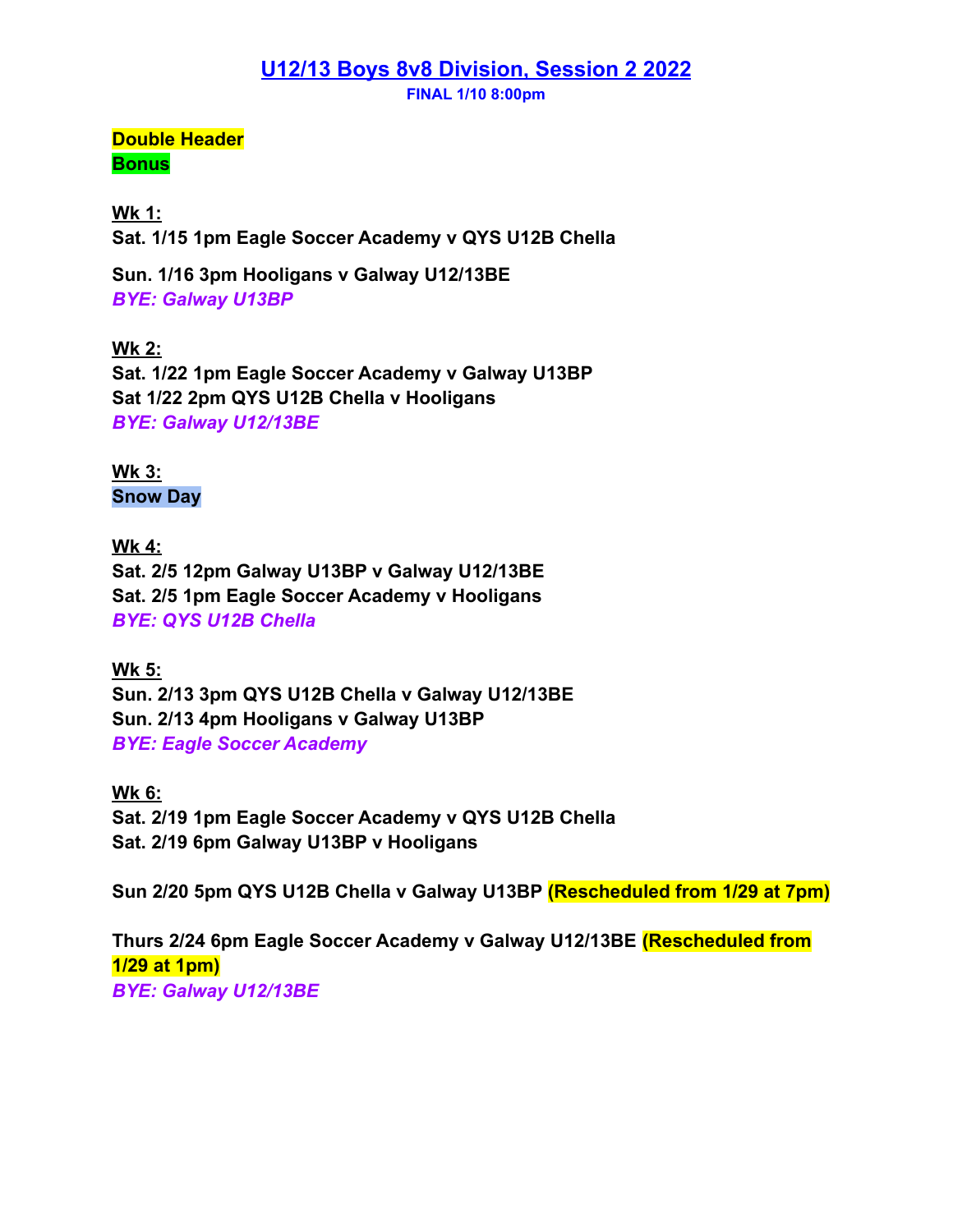# U12/13 Boys 8v8 Division, Session 2 2022

**FINAL 1/10 8:00pm**

**Double Header**
**Bonus**

**Wk 1:**
**Sat. 1/15 1pm Eagle Soccer Academy v QYS U12B Chella**

**Sun. 1/16 3pm Hooligans v Galway U12/13BE**
***BYE: Galway U13BP***

**Wk 2:**
**Sat. 1/22 1pm Eagle Soccer Academy v Galway U13BP**
**Sat 1/22 2pm QYS U12B Chella v Hooligans**
***BYE: Galway U12/13BE***

**Wk 3:**
**Snow Day**

**Wk 4:**
**Sat. 2/5 12pm Galway U13BP v Galway U12/13BE**
**Sat. 2/5 1pm Eagle Soccer Academy v Hooligans**
***BYE: QYS U12B Chella***

**Wk 5:**
**Sun. 2/13 3pm QYS U12B Chella v Galway U12/13BE**
**Sun. 2/13 4pm Hooligans v Galway U13BP**
***BYE: Eagle Soccer Academy***

**Wk 6:**
**Sat. 2/19 1pm Eagle Soccer Academy v QYS U12B Chella**
**Sat. 2/19 6pm Galway U13BP v Hooligans**

**Sun 2/20 5pm QYS U12B Chella v Galway U13BP (Rescheduled from 1/29 at 7pm)**

**Thurs 2/24 6pm Eagle Soccer Academy v Galway U12/13BE (Rescheduled from 1/29 at 1pm)**
***BYE: Galway U12/13BE***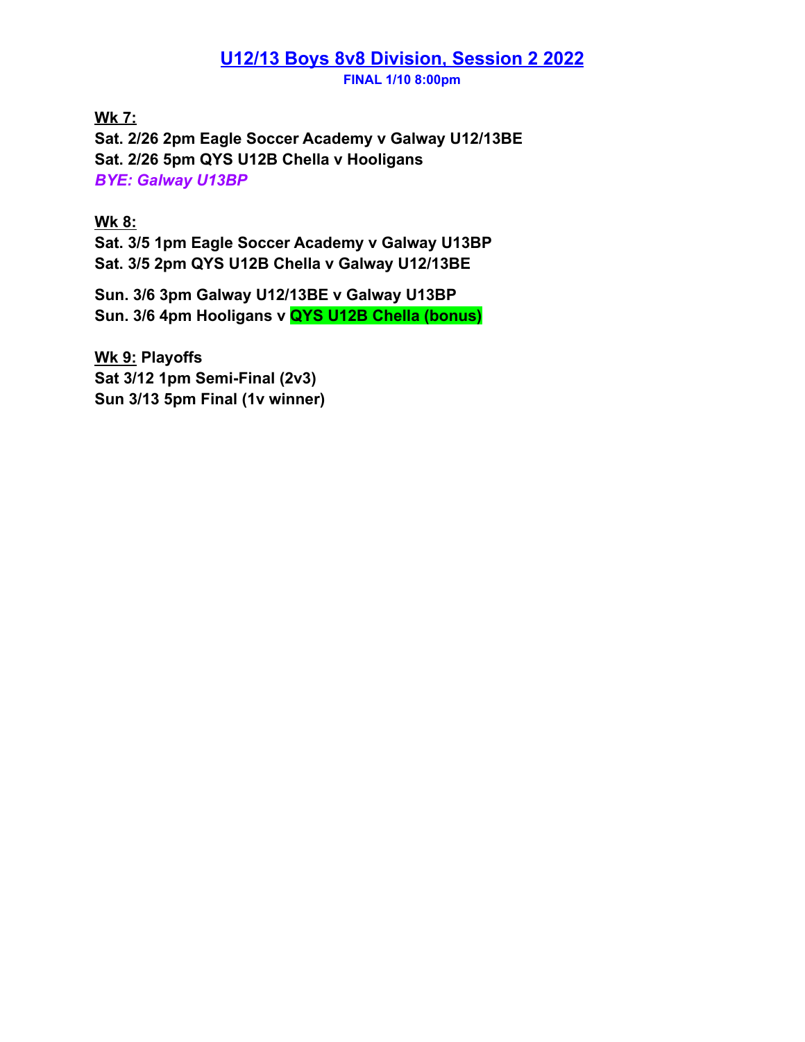## U12/13 Boys 8v8 Division, Session 2 2022

**FINAL 1/10 8:00pm**

**Wk 7:**

**Sat. 2/26 2pm Eagle Soccer Academy v Galway U12/13BE**
**Sat. 2/26 5pm QYS U12B Chella v Hooligans**
***BYE: Galway U13BP***

**Wk 8:**

**Sat. 3/5 1pm Eagle Soccer Academy v Galway U13BP**
**Sat. 3/5 2pm QYS U12B Chella v Galway U12/13BE**

**Sun. 3/6 3pm Galway U12/13BE v Galway U13BP**
**Sun. 3/6 4pm Hooligans v QYS U12B Chella (bonus)**

**Wk 9: Playoffs**
**Sat 3/12 1pm Semi-Final (2v3)**
**Sun 3/13 5pm Final (1v winner)**